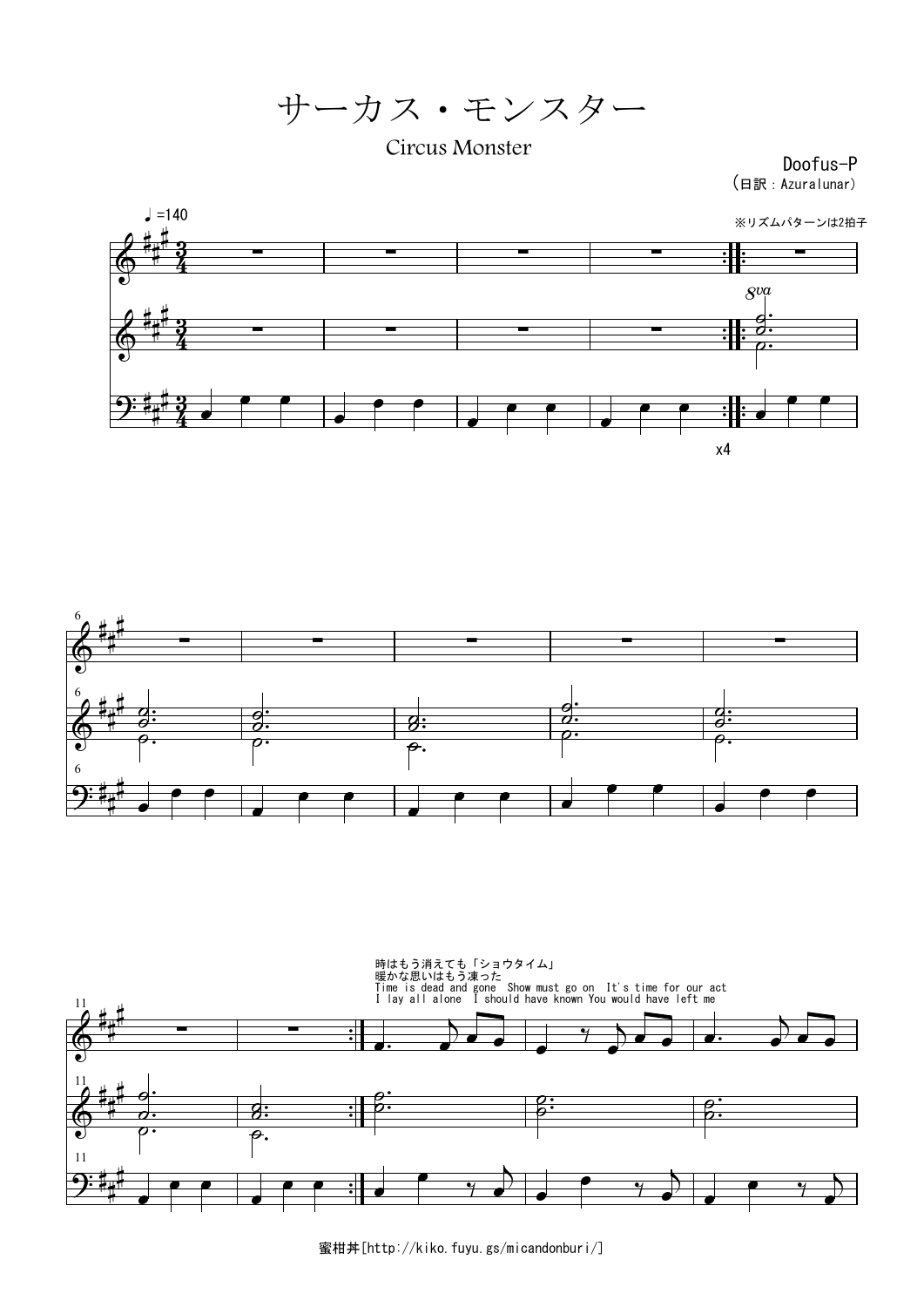# サーカス・モンスター

## Circus Monster

Doofus-P
（日訳：Azuralunar）

♩=140

※リズムパターンは2拍子

x4

時はもう消えても「ショウタイム」
暖かな思いはもう凍った
Time is dead and gone Show must go on It's time for our act
I lay all alone I should have known You would have left me

蜜柑丼[http://kiko.fuyu.gs/micandonburi/]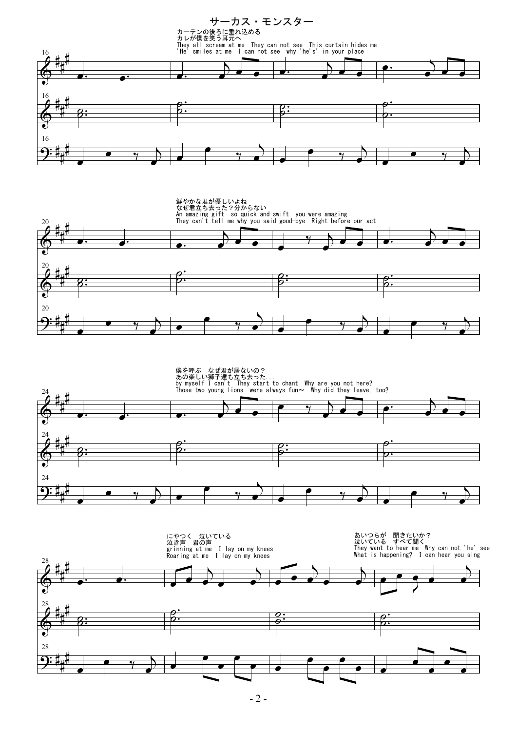# サーカス・モンスター

カーテンの後ろに垂れ込める
カレが僕を笑う耳元へ
They all scream at me  They can not see  This curtain hides me
'He' smiles at me  I can not see  why 'he's' in your place

鮮やかな君が優しいよね
なぜ君立ち去った？分からない
An amazing gift  so quick and swift  you were amazing
They can't tell me why you said good-bye  Right before our act

僕を呼ぶ  なぜ君が居ないの？
あの楽しい獅子達も立ち去った...
by myself I can't  They start to chant  Why are you not here?
Those two young lions  were always fun～  Why did they leave, too?

にやつく  泣いている
泣き声  君の声
grinning at me  I lay on my knees
Roaring at me  I lay on my knees

あいつらが  聞きたいか？
泣いている  すべて聞く
They want to hear me  Why can not 'he' see
What is happening?  I can hear you sing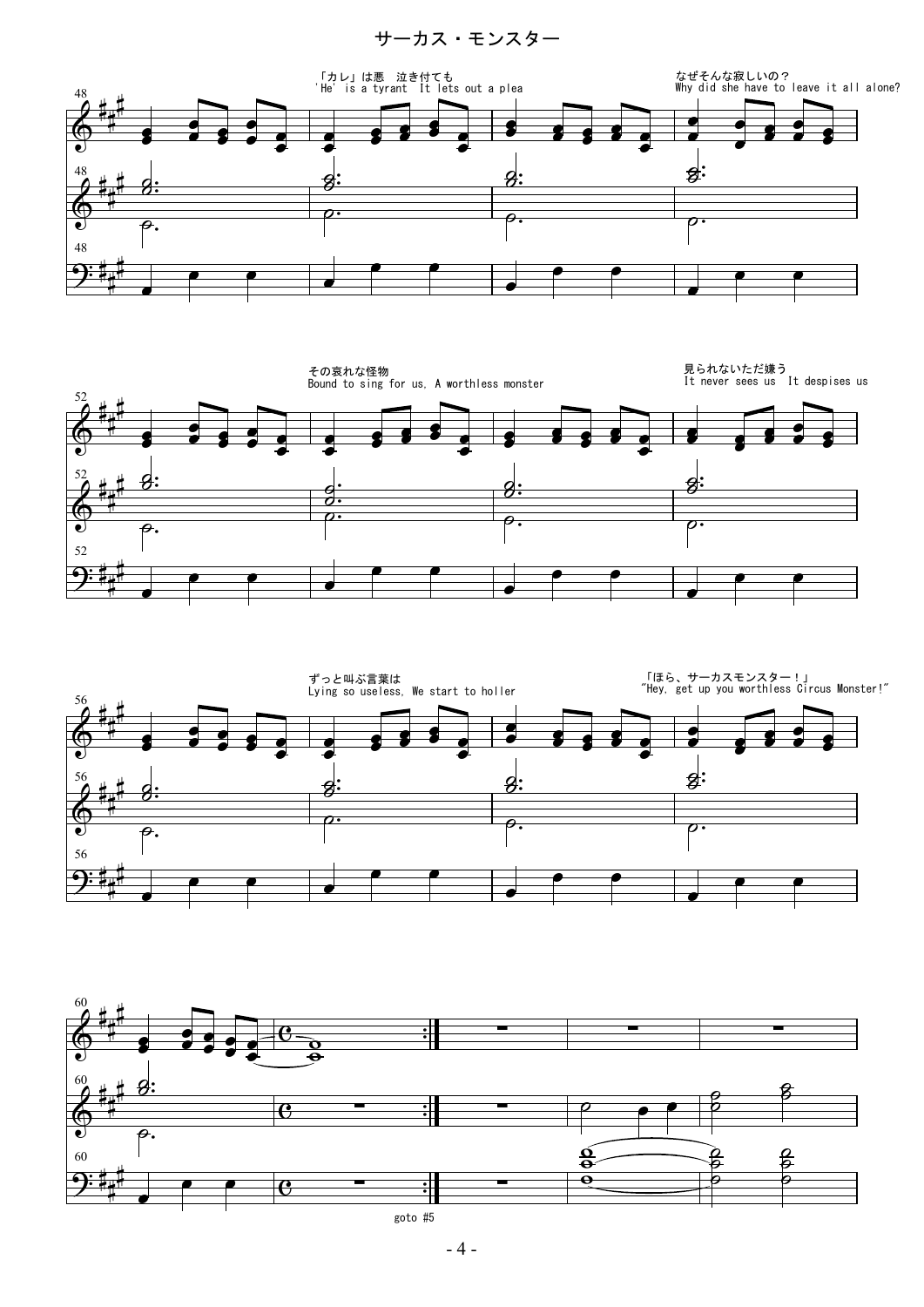# サーカス・モンスター

「カレ」は悪　泣き付ても
'He' is a tyrant  It lets out a plea

なぜそんな寂しいの？
Why did she have to leave it all alone?

その哀れな怪物
Bound to sing for us, A worthless monster

見られないただ嫌う
It never sees us  It despises us

ずっと叫ぶ言葉は
Lying so useless, We start to holler

「ほら、サーカスモンスター！」
"Hey, get up you worthless Circus Monster!"

goto #5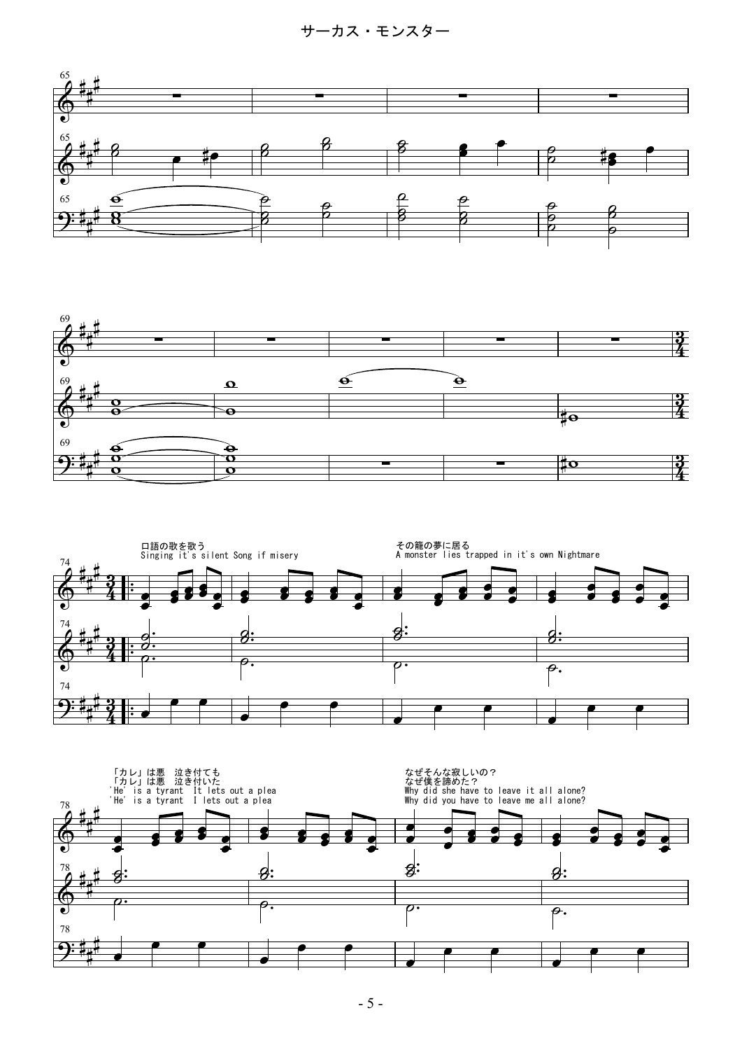# サーカス・モンスター

口語の歌を歌う
Singing it's silent Song if misery

その籠の夢に居る
A monster lies trapped in it's own Nightmare

「カレ」は悪　泣き付ても
「カレ」は悪　泣き付いた
'He' is a tyrant  It lets out a plea
'He' is a tyrant  I lets out a plea

なぜそんな寂しいの？
なぜ僕を諦めた？
Why did she have to leave it all alone?
Why did you have to leave me all alone?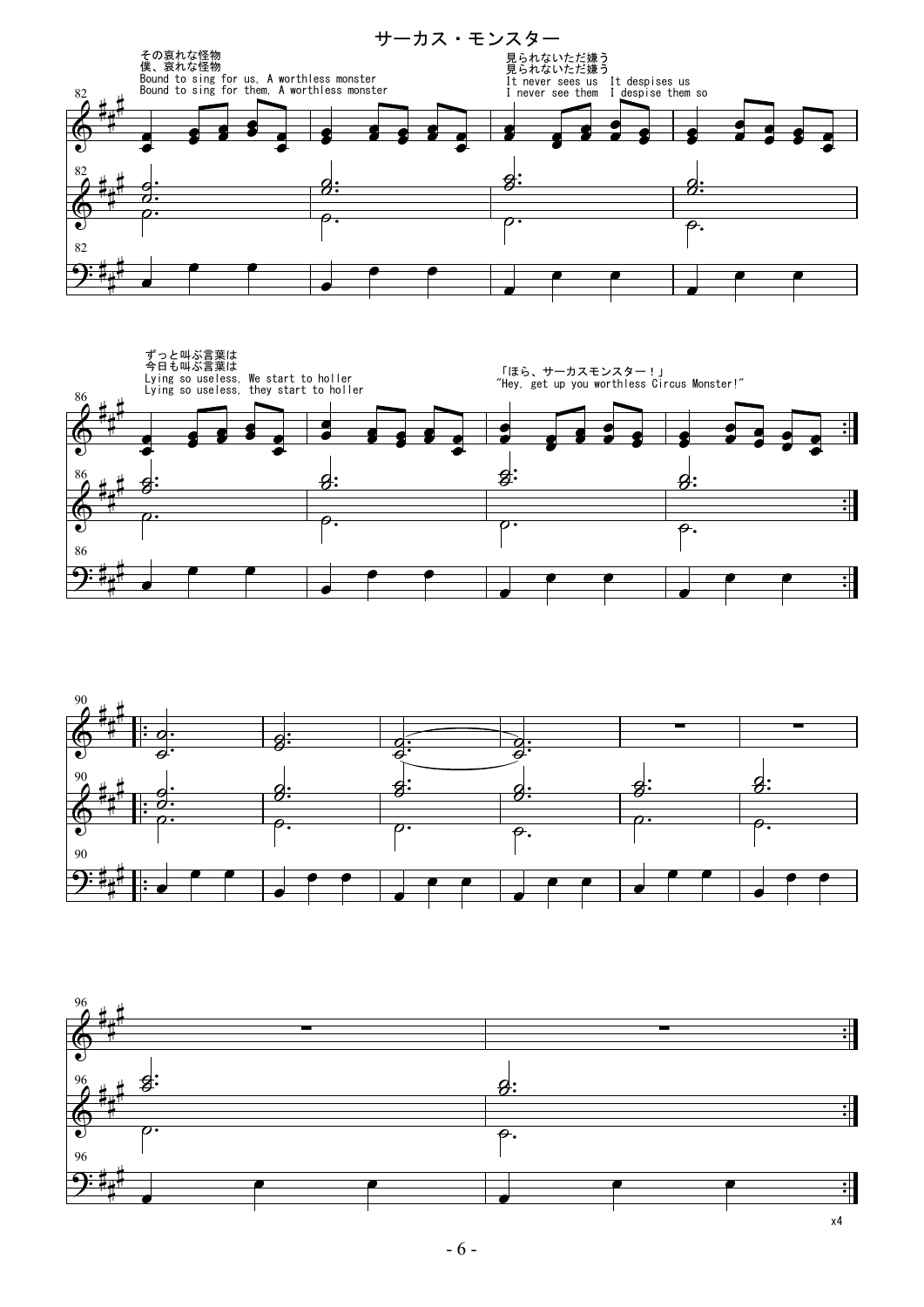# サーカス・モンスター

その哀れな怪物
僕、哀れな怪物
Bound to sing for us, A worthless monster
Bound to sing for them, A worthless monster

見られないただ嫌う
見られないただ嫌う
It never sees us  It despises us
I never see them  I despise them so

ずっと叫ぶ言葉は
今日も叫ぶ言葉は
Lying so useless, We start to holler
Lying so useless, they start to holler

「ほら、サーカスモンスター！」
"Hey, get up you worthless Circus Monster!"

x4